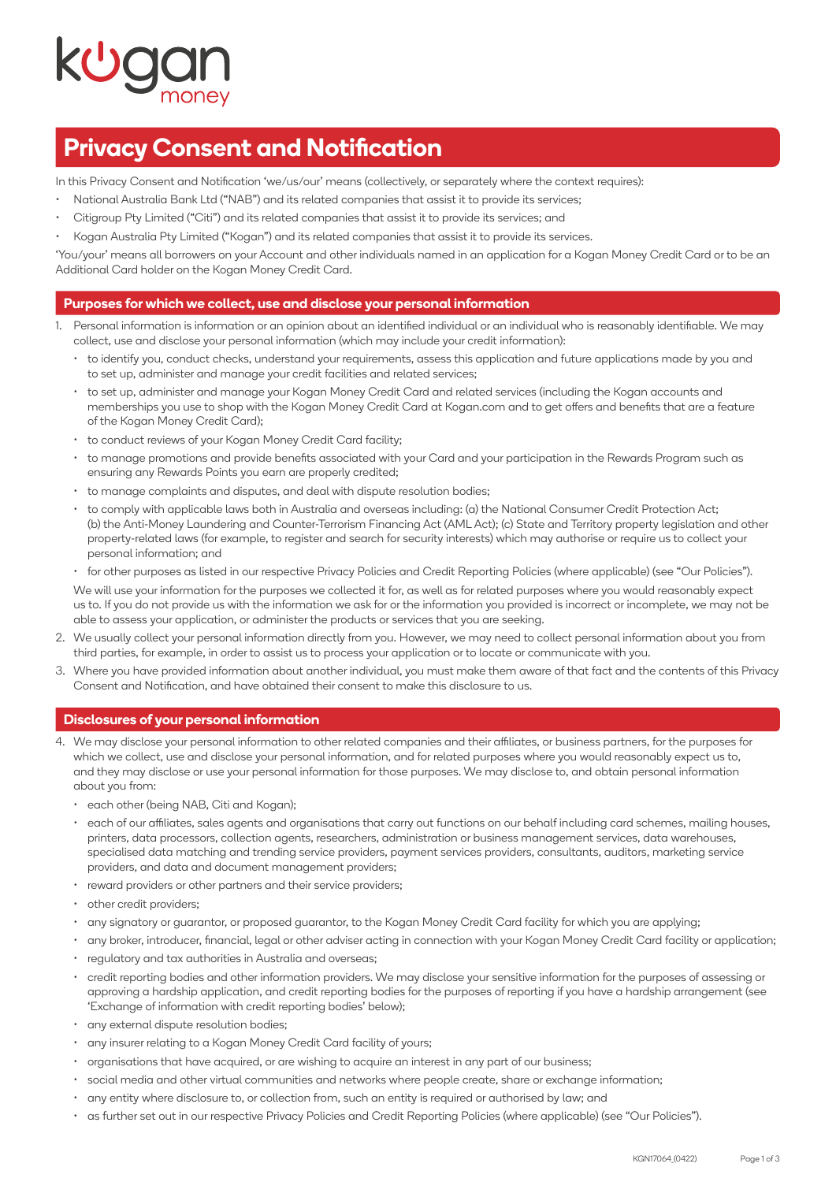# Privacy Consent and Notification

In this Privacy Consent and Notification 'we/us/our' means (collectively, or separately where the context requires):

- National Australia Bank Ltd ("NAB") and its related companies that assist it to provide its services;
- Citigroup Pty Limited ("Citi") and its related companies that assist it to provide its services; and
- Kogan Australia Pty Limited ("Kogan") and its related companies that assist it to provide its services.

'You/your' means all borrowers on your Account and other individuals named in an application for a Kogan Money Credit Card or to be an Additional Card holder on the Kogan Money Credit Card.

## Purposes for which we collect, use and disclose your personal information

1. Personal information is information or an opinion about an identified individual or an individual who is reasonably identifiable. We may collect, use and disclose your personal information (which may include your credit information):
   - to identify you, conduct checks, understand your requirements, assess this application and future applications made by you and to set up, administer and manage your credit facilities and related services;
   - to set up, administer and manage your Kogan Money Credit Card and related services (including the Kogan accounts and memberships you use to shop with the Kogan Money Credit Card at Kogan.com and to get offers and benefits that are a feature of the Kogan Money Credit Card);
   - to conduct reviews of your Kogan Money Credit Card facility;
   - to manage promotions and provide benefits associated with your Card and your participation in the Rewards Program such as ensuring any Rewards Points you earn are properly credited;
   - to manage complaints and disputes, and deal with dispute resolution bodies;
   - to comply with applicable laws both in Australia and overseas including: (a) the National Consumer Credit Protection Act; (b) the Anti-Money Laundering and Counter-Terrorism Financing Act (AML Act); (c) State and Territory property legislation and other property-related laws (for example, to register and search for security interests) which may authorise or require us to collect your personal information; and
   - for other purposes as listed in our respective Privacy Policies and Credit Reporting Policies (where applicable) (see "Our Policies").

   We will use your information for the purposes we collected it for, as well as for related purposes where you would reasonably expect us to. If you do not provide us with the information we ask for or the information you provided is incorrect or incomplete, we may not be able to assess your application, or administer the products or services that you are seeking.
2. We usually collect your personal information directly from you. However, we may need to collect personal information about you from third parties, for example, in order to assist us to process your application or to locate or communicate with you.
3. Where you have provided information about another individual, you must make them aware of that fact and the contents of this Privacy Consent and Notification, and have obtained their consent to make this disclosure to us.

## Disclosures of your personal information

4. We may disclose your personal information to other related companies and their affiliates, or business partners, for the purposes for which we collect, use and disclose your personal information, and for related purposes where you would reasonably expect us to, and they may disclose or use your personal information for those purposes. We may disclose to, and obtain personal information about you from:
   - each other (being NAB, Citi and Kogan);
   - each of our affiliates, sales agents and organisations that carry out functions on our behalf including card schemes, mailing houses, printers, data processors, collection agents, researchers, administration or business management services, data warehouses, specialised data matching and trending service providers, payment services providers, consultants, auditors, marketing service providers, and data and document management providers;
   - reward providers or other partners and their service providers;
   - other credit providers;
   - any signatory or guarantor, or proposed guarantor, to the Kogan Money Credit Card facility for which you are applying;
   - any broker, introducer, financial, legal or other adviser acting in connection with your Kogan Money Credit Card facility or application;
   - regulatory and tax authorities in Australia and overseas;
   - credit reporting bodies and other information providers. We may disclose your sensitive information for the purposes of assessing or approving a hardship application, and credit reporting bodies for the purposes of reporting if you have a hardship arrangement (see 'Exchange of information with credit reporting bodies' below);
   - any external dispute resolution bodies;
   - any insurer relating to a Kogan Money Credit Card facility of yours;
   - organisations that have acquired, or are wishing to acquire an interest in any part of our business;
   - social media and other virtual communities and networks where people create, share or exchange information;
   - any entity where disclosure to, or collection from, such an entity is required or authorised by law; and
   - as further set out in our respective Privacy Policies and Credit Reporting Policies (where applicable) (see "Our Policies").

KGN17064_(0422)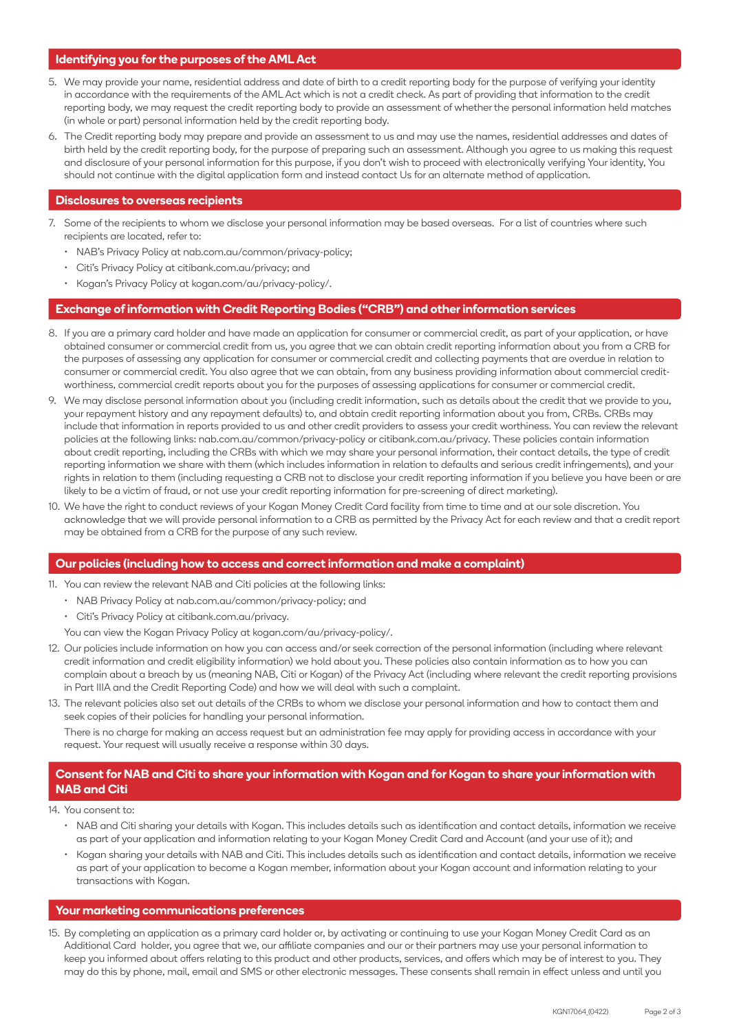## Identifying you for the purposes of the AML Act

5. We may provide your name, residential address and date of birth to a credit reporting body for the purpose of verifying your identity in accordance with the requirements of the AML Act which is not a credit check. As part of providing that information to the credit reporting body, we may request the credit reporting body to provide an assessment of whether the personal information held matches (in whole or part) personal information held by the credit reporting body.
6. The Credit reporting body may prepare and provide an assessment to us and may use the names, residential addresses and dates of birth held by the credit reporting body, for the purpose of preparing such an assessment. Although you agree to us making this request and disclosure of your personal information for this purpose, if you don't wish to proceed with electronically verifying Your identity, You should not continue with the digital application form and instead contact Us for an alternate method of application.

## Disclosures to overseas recipients

7. Some of the recipients to whom we disclose your personal information may be based overseas. For a list of countries where such recipients are located, refer to:
   - NAB's Privacy Policy at nab.com.au/common/privacy-policy;
   - Citi's Privacy Policy at citibank.com.au/privacy; and
   - Kogan's Privacy Policy at kogan.com/au/privacy-policy/.

## Exchange of information with Credit Reporting Bodies ("CRB") and other information services

8. If you are a primary card holder and have made an application for consumer or commercial credit, as part of your application, or have obtained consumer or commercial credit from us, you agree that we can obtain credit reporting information about you from a CRB for the purposes of assessing any application for consumer or commercial credit and collecting payments that are overdue in relation to consumer or commercial credit. You also agree that we can obtain, from any business providing information about commercial credit-worthiness, commercial credit reports about you for the purposes of assessing applications for consumer or commercial credit.
9. We may disclose personal information about you (including credit information, such as details about the credit that we provide to you, your repayment history and any repayment defaults) to, and obtain credit reporting information about you from, CRBs. CRBs may include that information in reports provided to us and other credit providers to assess your credit worthiness. You can review the relevant policies at the following links: nab.com.au/common/privacy-policy or citibank.com.au/privacy. These policies contain information about credit reporting, including the CRBs with which we may share your personal information, their contact details, the type of credit reporting information we share with them (which includes information in relation to defaults and serious credit infringements), and your rights in relation to them (including requesting a CRB not to disclose your credit reporting information if you believe you have been or are likely to be a victim of fraud, or not use your credit reporting information for pre-screening of direct marketing).
10. We have the right to conduct reviews of your Kogan Money Credit Card facility from time to time and at our sole discretion. You acknowledge that we will provide personal information to a CRB as permitted by the Privacy Act for each review and that a credit report may be obtained from a CRB for the purpose of any such review.

## Our policies (including how to access and correct information and make a complaint)

11. You can review the relevant NAB and Citi policies at the following links:
    - NAB Privacy Policy at nab.com.au/common/privacy-policy; and
    - Citi's Privacy Policy at citibank.com.au/privacy.

    You can view the Kogan Privacy Policy at kogan.com/au/privacy-policy/.
12. Our policies include information on how you can access and/or seek correction of the personal information (including where relevant credit information and credit eligibility information) we hold about you. These policies also contain information as to how you can complain about a breach by us (meaning NAB, Citi or Kogan) of the Privacy Act (including where relevant the credit reporting provisions in Part IIIA and the Credit Reporting Code) and how we will deal with such a complaint.
13. The relevant policies also set out details of the CRBs to whom we disclose your personal information and how to contact them and seek copies of their policies for handling your personal information.

    There is no charge for making an access request but an administration fee may apply for providing access in accordance with your request. Your request will usually receive a response within 30 days.

## Consent for NAB and Citi to share your information with Kogan and for Kogan to share your information with NAB and Citi

14. You consent to:
    - NAB and Citi sharing your details with Kogan. This includes details such as identification and contact details, information we receive as part of your application and information relating to your Kogan Money Credit Card and Account (and your use of it); and
    - Kogan sharing your details with NAB and Citi. This includes details such as identification and contact details, information we receive as part of your application to become a Kogan member, information about your Kogan account and information relating to your transactions with Kogan.

## Your marketing communications preferences

15. By completing an application as a primary card holder or, by activating or continuing to use your Kogan Money Credit Card as an Additional Card holder, you agree that we, our affiliate companies and our or their partners may use your personal information to keep you informed about offers relating to this product and other products, services, and offers which may be of interest to you. They may do this by phone, mail, email and SMS or other electronic messages. These consents shall remain in effect unless and until you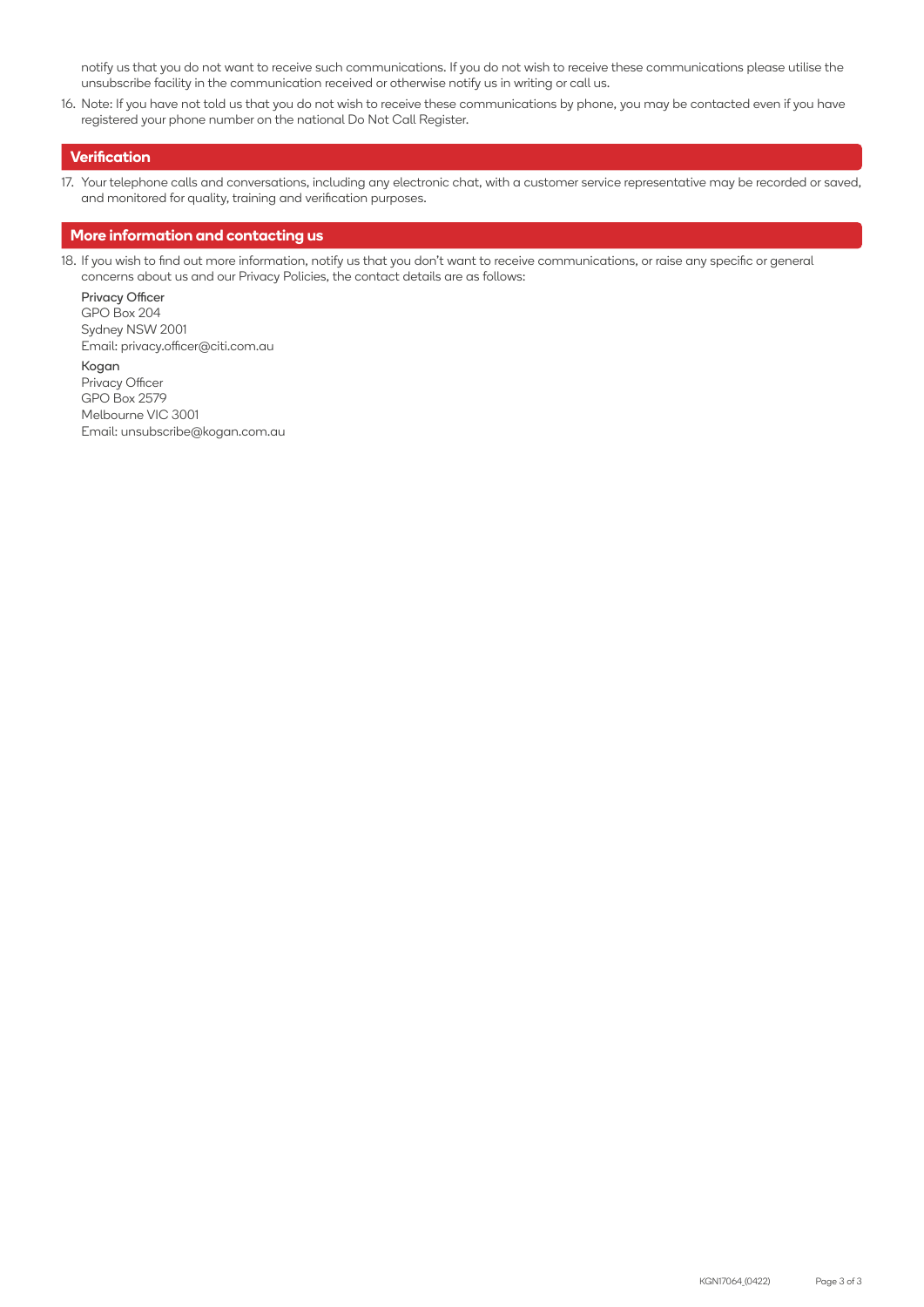notify us that you do not want to receive such communications. If you do not wish to receive these communications please utilise the unsubscribe facility in the communication received or otherwise notify us in writing or call us.

16. Note: If you have not told us that you do not wish to receive these communications by phone, you may be contacted even if you have registered your phone number on the national Do Not Call Register.

## Verification

17. Your telephone calls and conversations, including any electronic chat, with a customer service representative may be recorded or saved, and monitored for quality, training and verification purposes.

## More information and contacting us

18. If you wish to find out more information, notify us that you don't want to receive communications, or raise any specific or general concerns about us and our Privacy Policies, the contact details are as follows:

Privacy Officer
GPO Box 204
Sydney NSW 2001
Email: privacy.officer@citi.com.au

Kogan
Privacy Officer
GPO Box 2579
Melbourne VIC 3001
Email: unsubscribe@kogan.com.au

KGN17064_(0422)